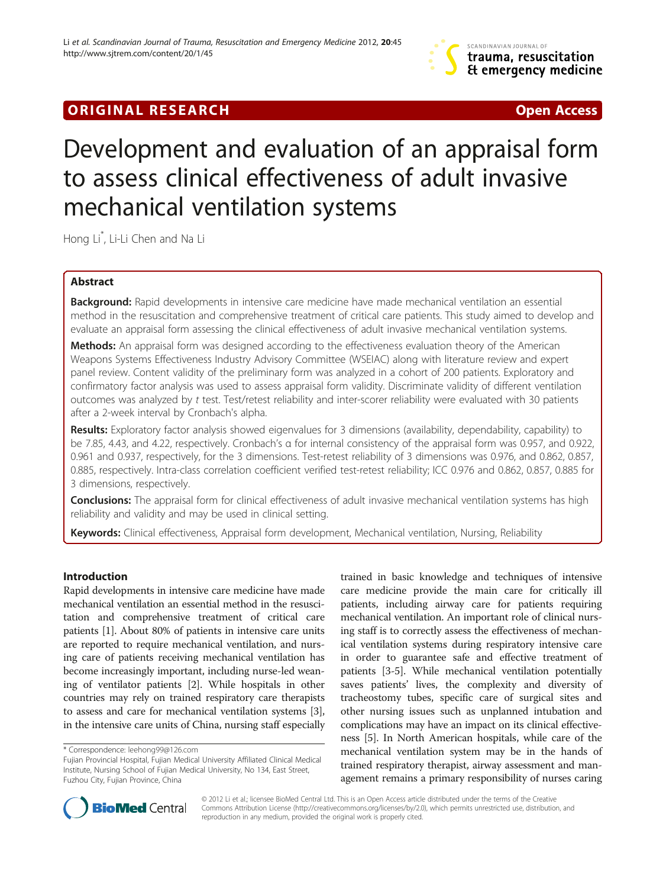**ORIGINAL RESEARCH** **Open Access**

# Development and evaluation of an appraisal form to assess clinical effectiveness of adult invasive mechanical ventilation systems

Hong Li*, Li-Li Chen and Na Li

## Abstract

**Background:** Rapid developments in intensive care medicine have made mechanical ventilation an essential method in the resuscitation and comprehensive treatment of critical care patients. This study aimed to develop and evaluate an appraisal form assessing the clinical effectiveness of adult invasive mechanical ventilation systems.

**Methods:** An appraisal form was designed according to the effectiveness evaluation theory of the American Weapons Systems Effectiveness Industry Advisory Committee (WSEIAC) along with literature review and expert panel review. Content validity of the preliminary form was analyzed in a cohort of 200 patients. Exploratory and confirmatory factor analysis was used to assess appraisal form validity. Discriminate validity of different ventilation outcomes was analyzed by *t* test. Test/retest reliability and inter-scorer reliability were evaluated with 30 patients after a 2-week interval by Cronbach's alpha.

**Results:** Exploratory factor analysis showed eigenvalues for 3 dimensions (availability, dependability, capability) to be 7.85, 4.43, and 4.22, respectively. Cronbach's α for internal consistency of the appraisal form was 0.957, and 0.922, 0.961 and 0.937, respectively, for the 3 dimensions. Test-retest reliability of 3 dimensions was 0.976, and 0.862, 0.857, 0.885, respectively. Intra-class correlation coefficient verified test-retest reliability; ICC 0.976 and 0.862, 0.857, 0.885 for 3 dimensions, respectively.

**Conclusions:** The appraisal form for clinical effectiveness of adult invasive mechanical ventilation systems has high reliability and validity and may be used in clinical setting.

**Keywords:** Clinical effectiveness, Appraisal form development, Mechanical ventilation, Nursing, Reliability

## Introduction

Rapid developments in intensive care medicine have made mechanical ventilation an essential method in the resuscitation and comprehensive treatment of critical care patients [1]. About 80% of patients in intensive care units are reported to require mechanical ventilation, and nursing care of patients receiving mechanical ventilation has become increasingly important, including nurse-led weaning of ventilator patients [2]. While hospitals in other countries may rely on trained respiratory care therapists to assess and care for mechanical ventilation systems [3], in the intensive care units of China, nursing staff especially trained in basic knowledge and techniques of intensive care medicine provide the main care for critically ill patients, including airway care for patients requiring mechanical ventilation. An important role of clinical nursing staff is to correctly assess the effectiveness of mechanical ventilation systems during respiratory intensive care in order to guarantee safe and effective treatment of patients [3-5]. While mechanical ventilation potentially saves patients' lives, the complexity and diversity of tracheostomy tubes, specific care of surgical sites and other nursing issues such as unplanned intubation and complications may have an impact on its clinical effectiveness [5]. In North American hospitals, while care of the mechanical ventilation system may be in the hands of trained respiratory therapist, airway assessment and management remains a primary responsibility of nurses caring

\* Correspondence: leehong99@126.com
Fujian Provincial Hospital, Fujian Medical University Affiliated Clinical Medical Institute, Nursing School of Fujian Medical University, No 134, East Street, Fuzhou City, Fujian Province, China

© 2012 Li et al.; licensee BioMed Central Ltd. This is an Open Access article distributed under the terms of the Creative Commons Attribution License (http://creativecommons.org/licenses/by/2.0), which permits unrestricted use, distribution, and reproduction in any medium, provided the original work is properly cited.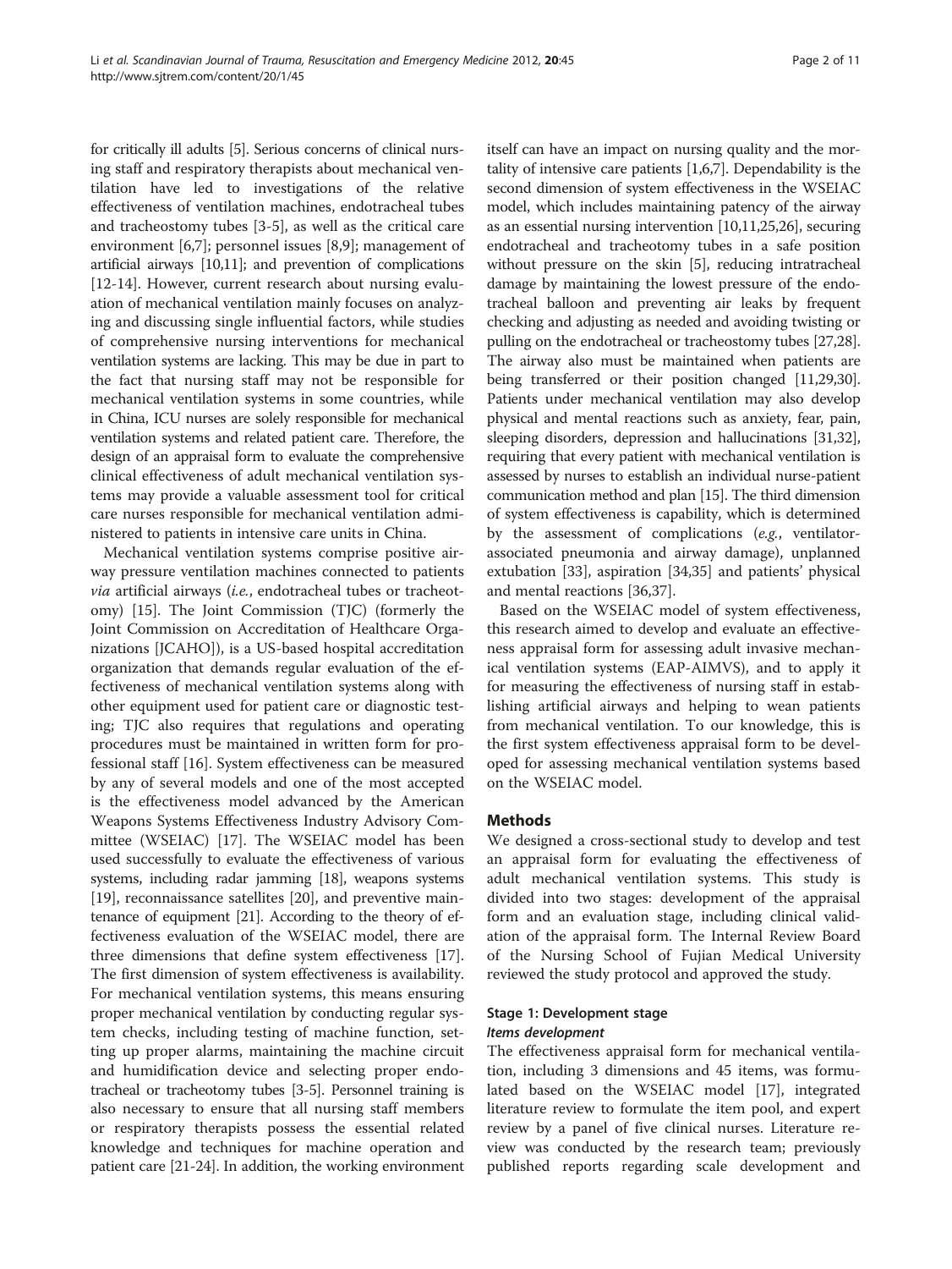for critically ill adults [5]. Serious concerns of clinical nursing staff and respiratory therapists about mechanical ventilation have led to investigations of the relative effectiveness of ventilation machines, endotracheal tubes and tracheostomy tubes [3-5], as well as the critical care environment [6,7]; personnel issues [8,9]; management of artificial airways [10,11]; and prevention of complications [12-14]. However, current research about nursing evaluation of mechanical ventilation mainly focuses on analyzing and discussing single influential factors, while studies of comprehensive nursing interventions for mechanical ventilation systems are lacking. This may be due in part to the fact that nursing staff may not be responsible for mechanical ventilation systems in some countries, while in China, ICU nurses are solely responsible for mechanical ventilation systems and related patient care. Therefore, the design of an appraisal form to evaluate the comprehensive clinical effectiveness of adult mechanical ventilation systems may provide a valuable assessment tool for critical care nurses responsible for mechanical ventilation administered to patients in intensive care units in China.

Mechanical ventilation systems comprise positive airway pressure ventilation machines connected to patients *via* artificial airways (*i.e.*, endotracheal tubes or tracheotomy) [15]. The Joint Commission (TJC) (formerly the Joint Commission on Accreditation of Healthcare Organizations [JCAHO]), is a US-based hospital accreditation organization that demands regular evaluation of the effectiveness of mechanical ventilation systems along with other equipment used for patient care or diagnostic testing; TJC also requires that regulations and operating procedures must be maintained in written form for professional staff [16]. System effectiveness can be measured by any of several models and one of the most accepted is the effectiveness model advanced by the American Weapons Systems Effectiveness Industry Advisory Committee (WSEIAC) [17]. The WSEIAC model has been used successfully to evaluate the effectiveness of various systems, including radar jamming [18], weapons systems [19], reconnaissance satellites [20], and preventive maintenance of equipment [21]. According to the theory of effectiveness evaluation of the WSEIAC model, there are three dimensions that define system effectiveness [17]. The first dimension of system effectiveness is availability. For mechanical ventilation systems, this means ensuring proper mechanical ventilation by conducting regular system checks, including testing of machine function, setting up proper alarms, maintaining the machine circuit and humidification device and selecting proper endotracheal or tracheotomy tubes [3-5]. Personnel training is also necessary to ensure that all nursing staff members or respiratory therapists possess the essential related knowledge and techniques for machine operation and patient care [21-24]. In addition, the working environment itself can have an impact on nursing quality and the mortality of intensive care patients [1,6,7]. Dependability is the second dimension of system effectiveness in the WSEIAC model, which includes maintaining patency of the airway as an essential nursing intervention [10,11,25,26], securing endotracheal and tracheotomy tubes in a safe position without pressure on the skin [5], reducing intratracheal damage by maintaining the lowest pressure of the endotracheal balloon and preventing air leaks by frequent checking and adjusting as needed and avoiding twisting or pulling on the endotracheal or tracheostomy tubes [27,28]. The airway also must be maintained when patients are being transferred or their position changed [11,29,30]. Patients under mechanical ventilation may also develop physical and mental reactions such as anxiety, fear, pain, sleeping disorders, depression and hallucinations [31,32], requiring that every patient with mechanical ventilation is assessed by nurses to establish an individual nurse-patient communication method and plan [15]. The third dimension of system effectiveness is capability, which is determined by the assessment of complications (*e.g.*, ventilator-associated pneumonia and airway damage), unplanned extubation [33], aspiration [34,35] and patients' physical and mental reactions [36,37].

Based on the WSEIAC model of system effectiveness, this research aimed to develop and evaluate an effectiveness appraisal form for assessing adult invasive mechanical ventilation systems (EAP-AIMVS), and to apply it for measuring the effectiveness of nursing staff in establishing artificial airways and helping to wean patients from mechanical ventilation. To our knowledge, this is the first system effectiveness appraisal form to be developed for assessing mechanical ventilation systems based on the WSEIAC model.

## Methods

We designed a cross-sectional study to develop and test an appraisal form for evaluating the effectiveness of adult mechanical ventilation systems. This study is divided into two stages: development of the appraisal form and an evaluation stage, including clinical validation of the appraisal form. The Internal Review Board of the Nursing School of Fujian Medical University reviewed the study protocol and approved the study.

### Stage 1: Development stage

#### *Items development*

The effectiveness appraisal form for mechanical ventilation, including 3 dimensions and 45 items, was formulated based on the WSEIAC model [17], integrated literature review to formulate the item pool, and expert review by a panel of five clinical nurses. Literature review was conducted by the research team; previously published reports regarding scale development and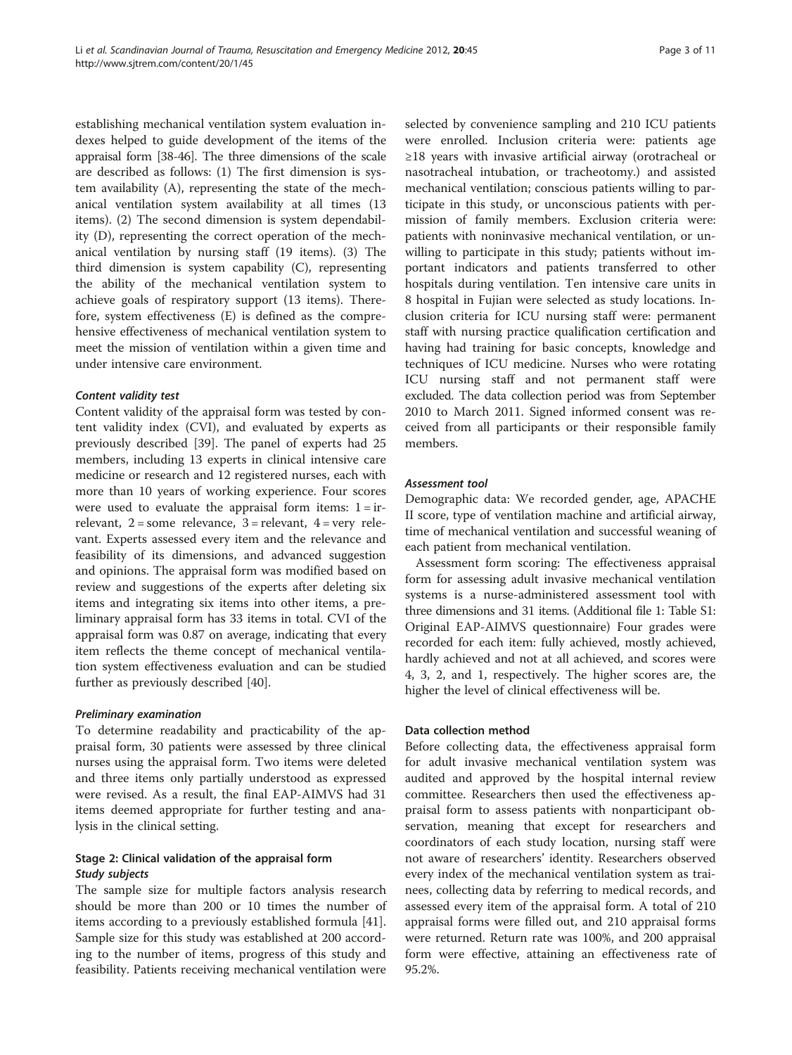establishing mechanical ventilation system evaluation indexes helped to guide development of the items of the appraisal form [38-46]. The three dimensions of the scale are described as follows: (1) The first dimension is system availability (A), representing the state of the mechanical ventilation system availability at all times (13 items). (2) The second dimension is system dependability (D), representing the correct operation of the mechanical ventilation by nursing staff (19 items). (3) The third dimension is system capability (C), representing the ability of the mechanical ventilation system to achieve goals of respiratory support (13 items). Therefore, system effectiveness (E) is defined as the comprehensive effectiveness of mechanical ventilation system to meet the mission of ventilation within a given time and under intensive care environment.

#### *Content validity test*

Content validity of the appraisal form was tested by content validity index (CVI), and evaluated by experts as previously described [39]. The panel of experts had 25 members, including 13 experts in clinical intensive care medicine or research and 12 registered nurses, each with more than 10 years of working experience. Four scores were used to evaluate the appraisal form items: 1 = irrelevant, 2 = some relevance, 3 = relevant, 4 = very relevant. Experts assessed every item and the relevance and feasibility of its dimensions, and advanced suggestion and opinions. The appraisal form was modified based on review and suggestions of the experts after deleting six items and integrating six items into other items, a preliminary appraisal form has 33 items in total. CVI of the appraisal form was 0.87 on average, indicating that every item reflects the theme concept of mechanical ventilation system effectiveness evaluation and can be studied further as previously described [40].

#### *Preliminary examination*

To determine readability and practicability of the appraisal form, 30 patients were assessed by three clinical nurses using the appraisal form. Two items were deleted and three items only partially understood as expressed were revised. As a result, the final EAP-AIMVS had 31 items deemed appropriate for further testing and analysis in the clinical setting.

### Stage 2: Clinical validation of the appraisal form

#### *Study subjects*

The sample size for multiple factors analysis research should be more than 200 or 10 times the number of items according to a previously established formula [41]. Sample size for this study was established at 200 according to the number of items, progress of this study and feasibility. Patients receiving mechanical ventilation were selected by convenience sampling and 210 ICU patients were enrolled. Inclusion criteria were: patients age ≥18 years with invasive artificial airway (orotracheal or nasotracheal intubation, or tracheotomy.) and assisted mechanical ventilation; conscious patients willing to participate in this study, or unconscious patients with permission of family members. Exclusion criteria were: patients with noninvasive mechanical ventilation, or unwilling to participate in this study; patients without important indicators and patients transferred to other hospitals during ventilation. Ten intensive care units in 8 hospital in Fujian were selected as study locations. Inclusion criteria for ICU nursing staff were: permanent staff with nursing practice qualification certification and having had training for basic concepts, knowledge and techniques of ICU medicine. Nurses who were rotating ICU nursing staff and not permanent staff were excluded. The data collection period was from September 2010 to March 2011. Signed informed consent was received from all participants or their responsible family members.

#### *Assessment tool*

Demographic data: We recorded gender, age, APACHE II score, type of ventilation machine and artificial airway, time of mechanical ventilation and successful weaning of each patient from mechanical ventilation.

Assessment form scoring: The effectiveness appraisal form for assessing adult invasive mechanical ventilation systems is a nurse-administered assessment tool with three dimensions and 31 items. (Additional file 1: Table S1: Original EAP-AIMVS questionnaire) Four grades were recorded for each item: fully achieved, mostly achieved, hardly achieved and not at all achieved, and scores were 4, 3, 2, and 1, respectively. The higher scores are, the higher the level of clinical effectiveness will be.

### Data collection method

Before collecting data, the effectiveness appraisal form for adult invasive mechanical ventilation system was audited and approved by the hospital internal review committee. Researchers then used the effectiveness appraisal form to assess patients with nonparticipant observation, meaning that except for researchers and coordinators of each study location, nursing staff were not aware of researchers' identity. Researchers observed every index of the mechanical ventilation system as trainees, collecting data by referring to medical records, and assessed every item of the appraisal form. A total of 210 appraisal forms were filled out, and 210 appraisal forms were returned. Return rate was 100%, and 200 appraisal form were effective, attaining an effectiveness rate of 95.2%.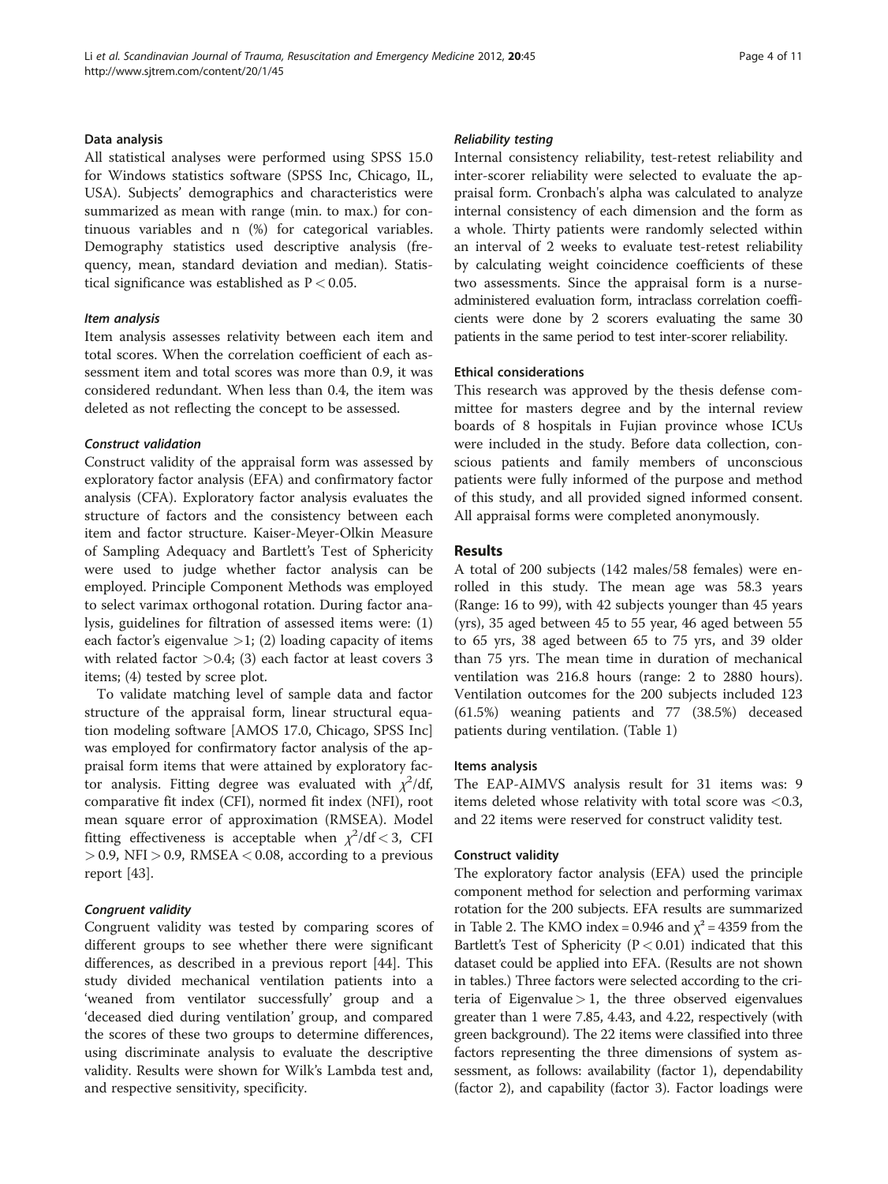### Data analysis

All statistical analyses were performed using SPSS 15.0 for Windows statistics software (SPSS Inc, Chicago, IL, USA). Subjects' demographics and characteristics were summarized as mean with range (min. to max.) for continuous variables and n (%) for categorical variables. Demography statistics used descriptive analysis (frequency, mean, standard deviation and median). Statistical significance was established as $P < 0.05$.

#### *Item analysis*

Item analysis assesses relativity between each item and total scores. When the correlation coefficient of each assessment item and total scores was more than 0.9, it was considered redundant. When less than 0.4, the item was deleted as not reflecting the concept to be assessed.

#### *Construct validation*

Construct validity of the appraisal form was assessed by exploratory factor analysis (EFA) and confirmatory factor analysis (CFA). Exploratory factor analysis evaluates the structure of factors and the consistency between each item and factor structure. Kaiser-Meyer-Olkin Measure of Sampling Adequacy and Bartlett's Test of Sphericity were used to judge whether factor analysis can be employed. Principle Component Methods was employed to select varimax orthogonal rotation. During factor analysis, guidelines for filtration of assessed items were: (1) each factor's eigenvalue >1; (2) loading capacity of items with related factor >0.4; (3) each factor at least covers 3 items; (4) tested by scree plot.

To validate matching level of sample data and factor structure of the appraisal form, linear structural equation modeling software [AMOS 17.0, Chicago, SPSS Inc] was employed for confirmatory factor analysis of the appraisal form items that were attained by exploratory factor analysis. Fitting degree was evaluated with $\chi^2$/df, comparative fit index (CFI), normed fit index (NFI), root mean square error of approximation (RMSEA). Model fitting effectiveness is acceptable when $\chi^2/\text{df} < 3$, CFI $> 0.9$, NFI $> 0.9$, RMSEA $< 0.08$, according to a previous report [43].

#### *Congruent validity*

Congruent validity was tested by comparing scores of different groups to see whether there were significant differences, as described in a previous report [44]. This study divided mechanical ventilation patients into a 'weaned from ventilator successfully' group and a 'deceased died during ventilation' group, and compared the scores of these two groups to determine differences, using discriminate analysis to evaluate the descriptive validity. Results were shown for Wilk's Lambda test and, and respective sensitivity, specificity.

#### *Reliability testing*

Internal consistency reliability, test-retest reliability and inter-scorer reliability were selected to evaluate the appraisal form. Cronbach's alpha was calculated to analyze internal consistency of each dimension and the form as a whole. Thirty patients were randomly selected within an interval of 2 weeks to evaluate test-retest reliability by calculating weight coincidence coefficients of these two assessments. Since the appraisal form is a nurse-administered evaluation form, intraclass correlation coefficients were done by 2 scorers evaluating the same 30 patients in the same period to test inter-scorer reliability.

### Ethical considerations

This research was approved by the thesis defense committee for masters degree and by the internal review boards of 8 hospitals in Fujian province whose ICUs were included in the study. Before data collection, conscious patients and family members of unconscious patients were fully informed of the purpose and method of this study, and all provided signed informed consent. All appraisal forms were completed anonymously.

## Results

A total of 200 subjects (142 males/58 females) were enrolled in this study. The mean age was 58.3 years (Range: 16 to 99), with 42 subjects younger than 45 years (yrs), 35 aged between 45 to 55 year, 46 aged between 55 to 65 yrs, 38 aged between 65 to 75 yrs, and 39 older than 75 yrs. The mean time in duration of mechanical ventilation was 216.8 hours (range: 2 to 2880 hours). Ventilation outcomes for the 200 subjects included 123 (61.5%) weaning patients and 77 (38.5%) deceased patients during ventilation. (Table 1)

### Items analysis

The EAP-AIMVS analysis result for 31 items was: 9 items deleted whose relativity with total score was <0.3, and 22 items were reserved for construct validity test.

### Construct validity

The exploratory factor analysis (EFA) used the principle component method for selection and performing varimax rotation for the 200 subjects. EFA results are summarized in Table 2. The KMO index = 0.946 and $\chi^2 = 4359$ from the Bartlett's Test of Sphericity ($P < 0.01$) indicated that this dataset could be applied into EFA. (Results are not shown in tables.) Three factors were selected according to the criteria of Eigenvalue > 1, the three observed eigenvalues greater than 1 were 7.85, 4.43, and 4.22, respectively (with green background). The 22 items were classified into three factors representing the three dimensions of system assessment, as follows: availability (factor 1), dependability (factor 2), and capability (factor 3). Factor loadings were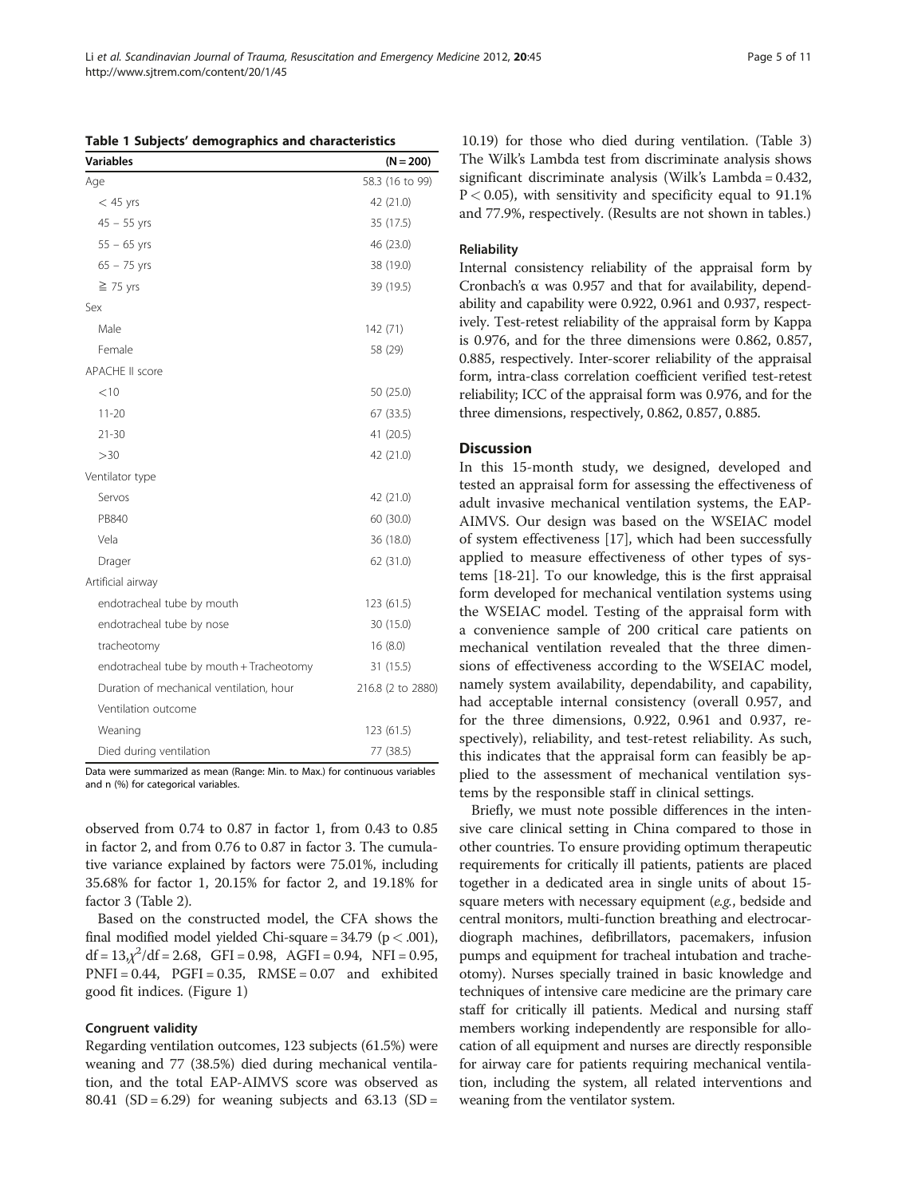**Table 1 Subjects' demographics and characteristics**

| Variables | (N = 200) |
|---|---|
| Age | 58.3 (16 to 99) |
| < 45 yrs | 42 (21.0) |
| 45 – 55 yrs | 35 (17.5) |
| 55 – 65 yrs | 46 (23.0) |
| 65 – 75 yrs | 38 (19.0) |
| ≧ 75 yrs | 39 (19.5) |
| Sex | |
| Male | 142 (71) |
| Female | 58 (29) |
| APACHE II score | |
| <10 | 50 (25.0) |
| 11-20 | 67 (33.5) |
| 21-30 | 41 (20.5) |
| >30 | 42 (21.0) |
| Ventilator type | |
| Servos | 42 (21.0) |
| PB840 | 60 (30.0) |
| Vela | 36 (18.0) |
| Drager | 62 (31.0) |
| Artificial airway | |
| endotracheal tube by mouth | 123 (61.5) |
| endotracheal tube by nose | 30 (15.0) |
| tracheotomy | 16 (8.0) |
| endotracheal tube by mouth + Tracheotomy | 31 (15.5) |
| Duration of mechanical ventilation, hour | 216.8 (2 to 2880) |
| Ventilation outcome | |
| Weaning | 123 (61.5) |
| Died during ventilation | 77 (38.5) |

Data were summarized as mean (Range: Min. to Max.) for continuous variables and n (%) for categorical variables.

observed from 0.74 to 0.87 in factor 1, from 0.43 to 0.85 in factor 2, and from 0.76 to 0.87 in factor 3. The cumulative variance explained by factors were 75.01%, including 35.68% for factor 1, 20.15% for factor 2, and 19.18% for factor 3 (Table 2).

Based on the constructed model, the CFA shows the final modified model yielded Chi-square = 34.79 ($p < .001$), df = 13, $\chi^2$/df = 2.68, GFI = 0.98, AGFI = 0.94, NFI = 0.95, PNFI = 0.44, PGFI = 0.35, RMSE = 0.07 and exhibited good fit indices. (Figure 1)

### Congruent validity

Regarding ventilation outcomes, 123 subjects (61.5%) were weaning and 77 (38.5%) died during mechanical ventilation, and the total EAP-AIMVS score was observed as 80.41 (SD = 6.29) for weaning subjects and 63.13 (SD = 10.19) for those who died during ventilation. (Table 3) The Wilk's Lambda test from discriminate analysis shows significant discriminate analysis (Wilk's Lambda = 0.432, $P < 0.05$), with sensitivity and specificity equal to 91.1% and 77.9%, respectively. (Results are not shown in tables.)

### Reliability

Internal consistency reliability of the appraisal form by Cronbach's α was 0.957 and that for availability, dependability and capability were 0.922, 0.961 and 0.937, respectively. Test-retest reliability of the appraisal form by Kappa is 0.976, and for the three dimensions were 0.862, 0.857, 0.885, respectively. Inter-scorer reliability of the appraisal form, intra-class correlation coefficient verified test-retest reliability; ICC of the appraisal form was 0.976, and for the three dimensions, respectively, 0.862, 0.857, 0.885.

## Discussion

In this 15-month study, we designed, developed and tested an appraisal form for assessing the effectiveness of adult invasive mechanical ventilation systems, the EAP-AIMVS. Our design was based on the WSEIAC model of system effectiveness [17], which had been successfully applied to measure effectiveness of other types of systems [18-21]. To our knowledge, this is the first appraisal form developed for mechanical ventilation systems using the WSEIAC model. Testing of the appraisal form with a convenience sample of 200 critical care patients on mechanical ventilation revealed that the three dimensions of effectiveness according to the WSEIAC model, namely system availability, dependability, and capability, had acceptable internal consistency (overall 0.957, and for the three dimensions, 0.922, 0.961 and 0.937, respectively), reliability, and test-retest reliability. As such, this indicates that the appraisal form can feasibly be applied to the assessment of mechanical ventilation systems by the responsible staff in clinical settings.

Briefly, we must note possible differences in the intensive care clinical setting in China compared to those in other countries. To ensure providing optimum therapeutic requirements for critically ill patients, patients are placed together in a dedicated area in single units of about 15-square meters with necessary equipment (*e.g.*, bedside and central monitors, multi-function breathing and electrocardiograph machines, defibrillators, pacemakers, infusion pumps and equipment for tracheal intubation and tracheotomy). Nurses specially trained in basic knowledge and techniques of intensive care medicine are the primary care staff for critically ill patients. Medical and nursing staff members working independently are responsible for allocation of all equipment and nurses are directly responsible for airway care for patients requiring mechanical ventilation, including the system, all related interventions and weaning from the ventilator system.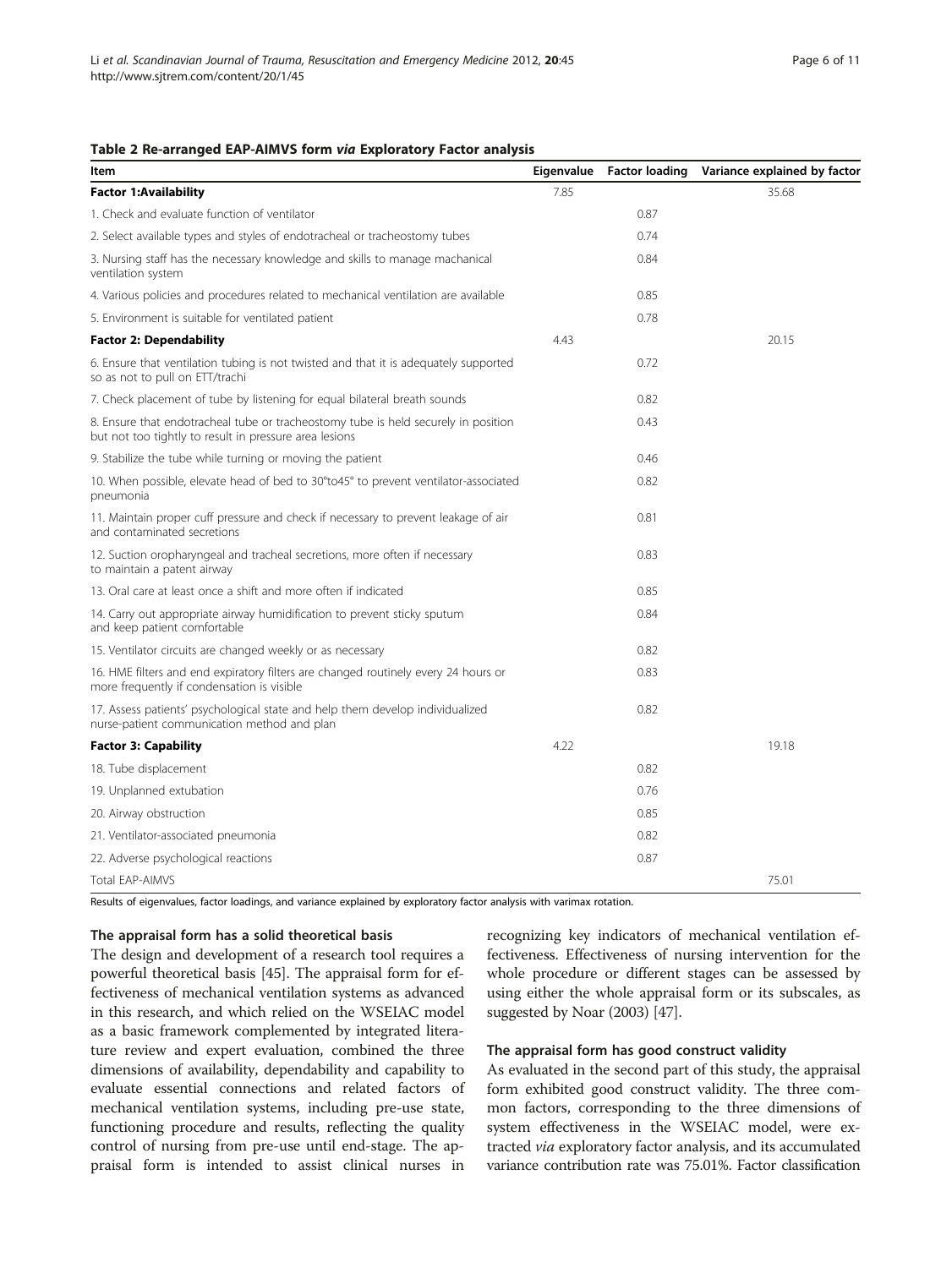**Table 2 Re-arranged EAP-AIMVS form *via* Exploratory Factor analysis**

| Item | Eigenvalue | Factor loading | Variance explained by factor |
|---|---|---|---|
| **Factor 1:Availability** | 7.85 | | 35.68 |
| 1. Check and evaluate function of ventilator | | 0.87 | |
| 2. Select available types and styles of endotracheal or tracheostomy tubes | | 0.74 | |
| 3. Nursing staff has the necessary knowledge and skills to manage machanical ventilation system | | 0.84 | |
| 4. Various policies and procedures related to mechanical ventilation are available | | 0.85 | |
| 5. Environment is suitable for ventilated patient | | 0.78 | |
| **Factor 2: Dependability** | 4.43 | | 20.15 |
| 6. Ensure that ventilation tubing is not twisted and that it is adequately supported so as not to pull on ETT/trachi | | 0.72 | |
| 7. Check placement of tube by listening for equal bilateral breath sounds | | 0.82 | |
| 8. Ensure that endotracheal tube or tracheostomy tube is held securely in position but not too tightly to result in pressure area lesions | | 0.43 | |
| 9. Stabilize the tube while turning or moving the patient | | 0.46 | |
| 10. When possible, elevate head of bed to 30°to45° to prevent ventilator-associated pneumonia | | 0.82 | |
| 11. Maintain proper cuff pressure and check if necessary to prevent leakage of air and contaminated secretions | | 0.81 | |
| 12. Suction oropharyngeal and tracheal secretions, more often if necessary to maintain a patent airway | | 0.83 | |
| 13. Oral care at least once a shift and more often if indicated | | 0.85 | |
| 14. Carry out appropriate airway humidification to prevent sticky sputum and keep patient comfortable | | 0.84 | |
| 15. Ventilator circuits are changed weekly or as necessary | | 0.82 | |
| 16. HME filters and end expiratory filters are changed routinely every 24 hours or more frequently if condensation is visible | | 0.83 | |
| 17. Assess patients' psychological state and help them develop individualized nurse-patient communication method and plan | | 0.82 | |
| **Factor 3: Capability** | 4.22 | | 19.18 |
| 18. Tube displacement | | 0.82 | |
| 19. Unplanned extubation | | 0.76 | |
| 20. Airway obstruction | | 0.85 | |
| 21. Ventilator-associated pneumonia | | 0.82 | |
| 22. Adverse psychological reactions | | 0.87 | |
| Total EAP-AIMVS | | | 75.01 |

Results of eigenvalues, factor loadings, and variance explained by exploratory factor analysis with varimax rotation.

### The appraisal form has a solid theoretical basis

The design and development of a research tool requires a powerful theoretical basis [45]. The appraisal form for effectiveness of mechanical ventilation systems as advanced in this research, and which relied on the WSEIAC model as a basic framework complemented by integrated literature review and expert evaluation, combined the three dimensions of availability, dependability and capability to evaluate essential connections and related factors of mechanical ventilation systems, including pre-use state, functioning procedure and results, reflecting the quality control of nursing from pre-use until end-stage. The appraisal form is intended to assist clinical nurses in recognizing key indicators of mechanical ventilation effectiveness. Effectiveness of nursing intervention for the whole procedure or different stages can be assessed by using either the whole appraisal form or its subscales, as suggested by Noar (2003) [47].

### The appraisal form has good construct validity

As evaluated in the second part of this study, the appraisal form exhibited good construct validity. The three common factors, corresponding to the three dimensions of system effectiveness in the WSEIAC model, were extracted *via* exploratory factor analysis, and its accumulated variance contribution rate was 75.01%. Factor classification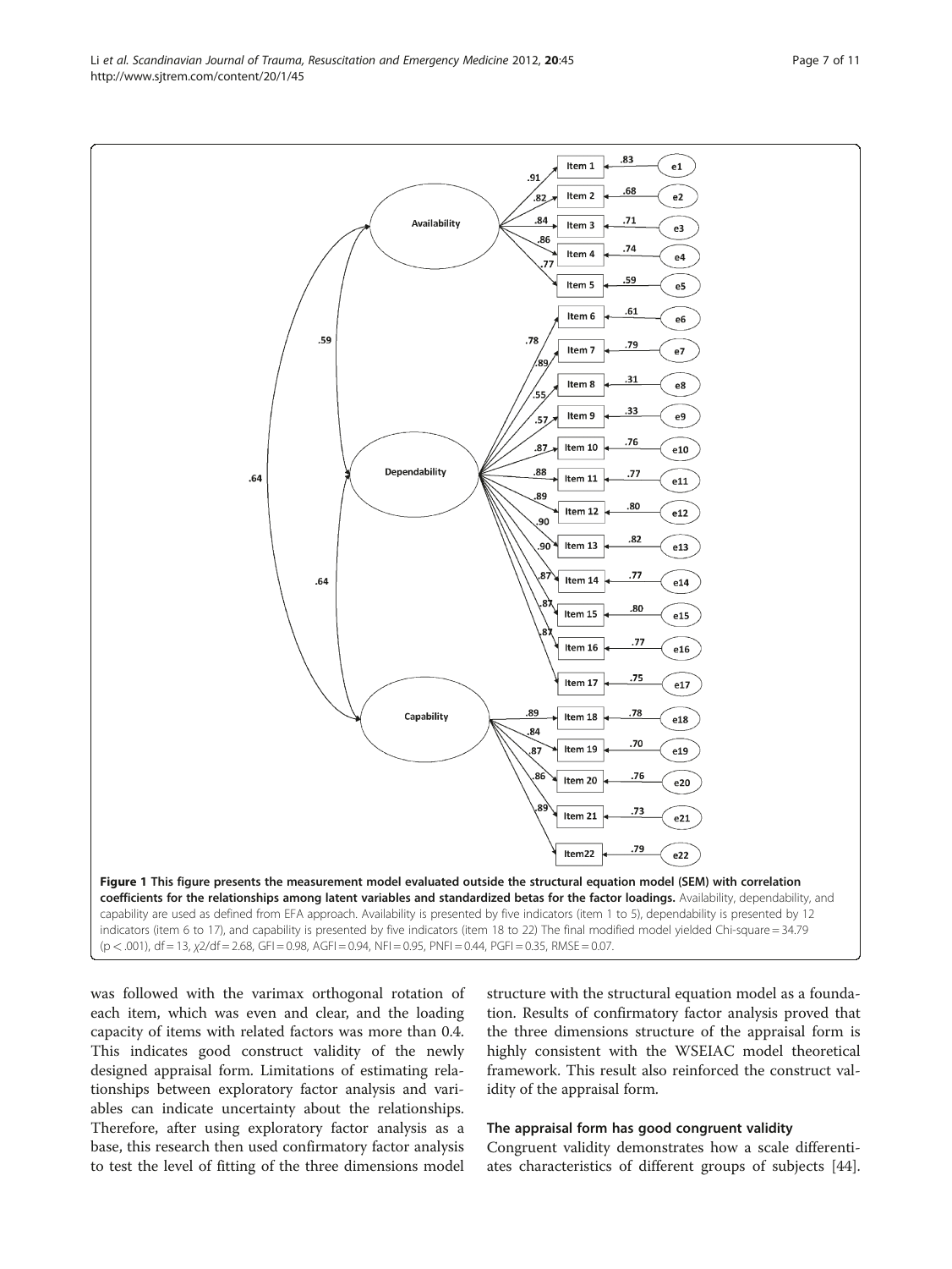**Figure 1 This figure presents the measurement model evaluated outside the structural equation model (SEM) with correlation coefficients for the relationships among latent variables and standardized betas for the factor loadings.** Availability, dependability, and capability are used as defined from EFA approach. Availability is presented by five indicators (item 1 to 5), dependability is presented by 12 indicators (item 6 to 17), and capability is presented by five indicators (item 18 to 22) The final modified model yielded Chi-square = 34.79 ($p < .001$), df = 13, $\chi2/df = 2.68$, GFI = 0.98, AGFI = 0.94, NFI = 0.95, PNFI = 0.44, PGFI = 0.35, RMSE = 0.07.

was followed with the varimax orthogonal rotation of each item, which was even and clear, and the loading capacity of items with related factors was more than 0.4. This indicates good construct validity of the newly designed appraisal form. Limitations of estimating relationships between exploratory factor analysis and variables can indicate uncertainty about the relationships. Therefore, after using exploratory factor analysis as a base, this research then used confirmatory factor analysis to test the level of fitting of the three dimensions model structure with the structural equation model as a foundation. Results of confirmatory factor analysis proved that the three dimensions structure of the appraisal form is highly consistent with the WSEIAC model theoretical framework. This result also reinforced the construct validity of the appraisal form.

### The appraisal form has good congruent validity

Congruent validity demonstrates how a scale differentiates characteristics of different groups of subjects [44].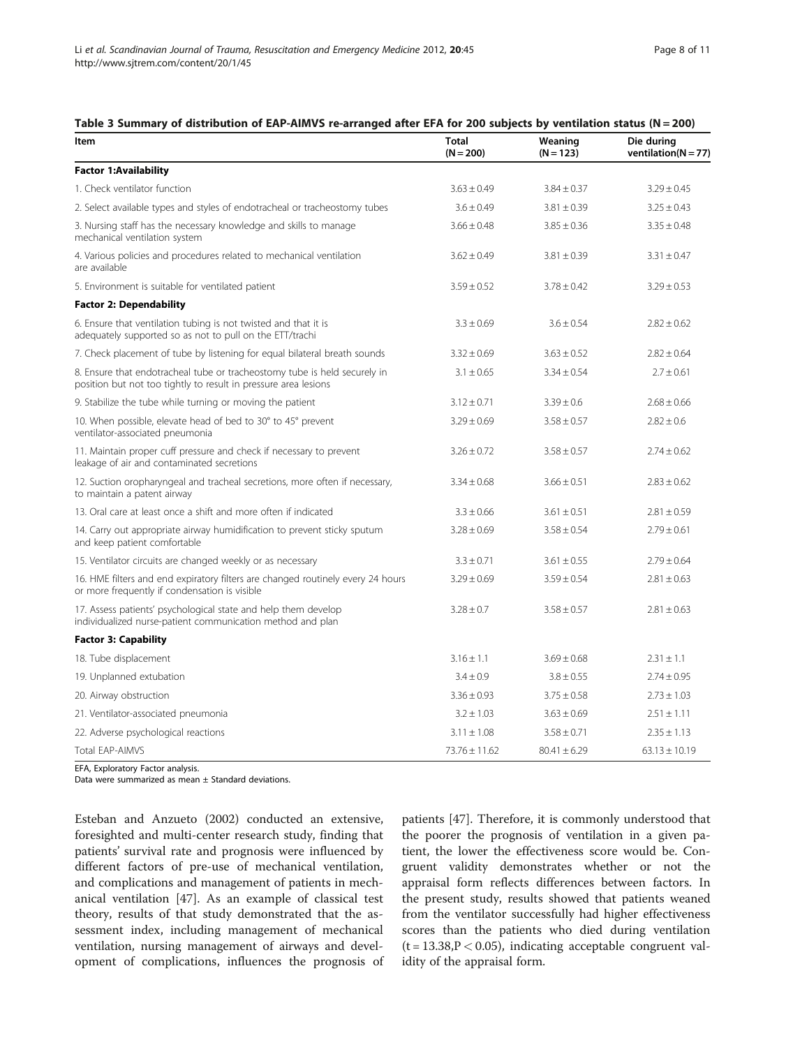**Table 3 Summary of distribution of EAP-AIMVS re-arranged after EFA for 200 subjects by ventilation status (N = 200)**

| Item | Total (N = 200) | Weaning (N = 123) | Die during ventilation(N = 77) |
|---|---|---|---|
| **Factor 1:Availability** | | | |
| 1. Check ventilator function | 3.63 ± 0.49 | 3.84 ± 0.37 | 3.29 ± 0.45 |
| 2. Select available types and styles of endotracheal or tracheostomy tubes | 3.6 ± 0.49 | 3.81 ± 0.39 | 3.25 ± 0.43 |
| 3. Nursing staff has the necessary knowledge and skills to manage mechanical ventilation system | 3.66 ± 0.48 | 3.85 ± 0.36 | 3.35 ± 0.48 |
| 4. Various policies and procedures related to mechanical ventilation are available | 3.62 ± 0.49 | 3.81 ± 0.39 | 3.31 ± 0.47 |
| 5. Environment is suitable for ventilated patient | 3.59 ± 0.52 | 3.78 ± 0.42 | 3.29 ± 0.53 |
| **Factor 2: Dependability** | | | |
| 6. Ensure that ventilation tubing is not twisted and that it is adequately supported so as not to pull on the ETT/trachi | 3.3 ± 0.69 | 3.6 ± 0.54 | 2.82 ± 0.62 |
| 7. Check placement of tube by listening for equal bilateral breath sounds | 3.32 ± 0.69 | 3.63 ± 0.52 | 2.82 ± 0.64 |
| 8. Ensure that endotracheal tube or tracheostomy tube is held securely in position but not too tightly to result in pressure area lesions | 3.1 ± 0.65 | 3.34 ± 0.54 | 2.7 ± 0.61 |
| 9. Stabilize the tube while turning or moving the patient | 3.12 ± 0.71 | 3.39 ± 0.6 | 2.68 ± 0.66 |
| 10. When possible, elevate head of bed to 30° to 45° prevent ventilator-associated pneumonia | 3.29 ± 0.69 | 3.58 ± 0.57 | 2.82 ± 0.6 |
| 11. Maintain proper cuff pressure and check if necessary to prevent leakage of air and contaminated secretions | 3.26 ± 0.72 | 3.58 ± 0.57 | 2.74 ± 0.62 |
| 12. Suction oropharyngeal and tracheal secretions, more often if necessary, to maintain a patent airway | 3.34 ± 0.68 | 3.66 ± 0.51 | 2.83 ± 0.62 |
| 13. Oral care at least once a shift and more often if indicated | 3.3 ± 0.66 | 3.61 ± 0.51 | 2.81 ± 0.59 |
| 14. Carry out appropriate airway humidification to prevent sticky sputum and keep patient comfortable | 3.28 ± 0.69 | 3.58 ± 0.54 | 2.79 ± 0.61 |
| 15. Ventilator circuits are changed weekly or as necessary | 3.3 ± 0.71 | 3.61 ± 0.55 | 2.79 ± 0.64 |
| 16. HME filters and end expiratory filters are changed routinely every 24 hours or more frequently if condensation is visible | 3.29 ± 0.69 | 3.59 ± 0.54 | 2.81 ± 0.63 |
| 17. Assess patients' psychological state and help them develop individualized nurse-patient communication method and plan | 3.28 ± 0.7 | 3.58 ± 0.57 | 2.81 ± 0.63 |
| **Factor 3: Capability** | | | |
| 18. Tube displacement | 3.16 ± 1.1 | 3.69 ± 0.68 | 2.31 ± 1.1 |
| 19. Unplanned extubation | 3.4 ± 0.9 | 3.8 ± 0.55 | 2.74 ± 0.95 |
| 20. Airway obstruction | 3.36 ± 0.93 | 3.75 ± 0.58 | 2.73 ± 1.03 |
| 21. Ventilator-associated pneumonia | 3.2 ± 1.03 | 3.63 ± 0.69 | 2.51 ± 1.11 |
| 22. Adverse psychological reactions | 3.11 ± 1.08 | 3.58 ± 0.71 | 2.35 ± 1.13 |
| Total EAP-AIMVS | 73.76 ± 11.62 | 80.41 ± 6.29 | 63.13 ± 10.19 |

EFA, Exploratory Factor analysis.
Data were summarized as mean ± Standard deviations.

Esteban and Anzueto (2002) conducted an extensive, foresighted and multi-center research study, finding that patients' survival rate and prognosis were influenced by different factors of pre-use of mechanical ventilation, and complications and management of patients in mechanical ventilation [47]. As an example of classical test theory, results of that study demonstrated that the assessment index, including management of mechanical ventilation, nursing management of airways and development of complications, influences the prognosis of patients [47]. Therefore, it is commonly understood that the poorer the prognosis of ventilation in a given patient, the lower the effectiveness score would be. Congruent validity demonstrates whether or not the appraisal form reflects differences between factors. In the present study, results showed that patients weaned from the ventilator successfully had higher effectiveness scores than the patients who died during ventilation ($t = 13.38, P < 0.05$), indicating acceptable congruent validity of the appraisal form.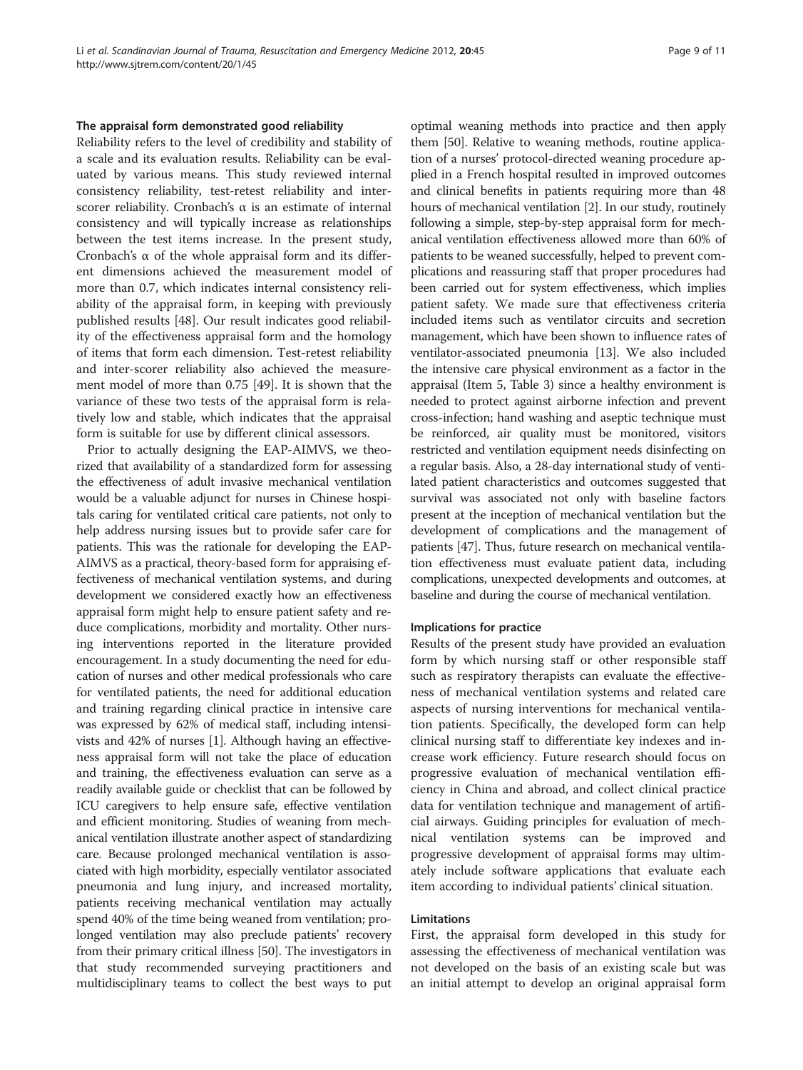### The appraisal form demonstrated good reliability

Reliability refers to the level of credibility and stability of a scale and its evaluation results. Reliability can be evaluated by various means. This study reviewed internal consistency reliability, test-retest reliability and inter-scorer reliability. Cronbach's α is an estimate of internal consistency and will typically increase as relationships between the test items increase. In the present study, Cronbach's α of the whole appraisal form and its different dimensions achieved the measurement model of more than 0.7, which indicates internal consistency reliability of the appraisal form, in keeping with previously published results [48]. Our result indicates good reliability of the effectiveness appraisal form and the homology of items that form each dimension. Test-retest reliability and inter-scorer reliability also achieved the measurement model of more than 0.75 [49]. It is shown that the variance of these two tests of the appraisal form is relatively low and stable, which indicates that the appraisal form is suitable for use by different clinical assessors.

Prior to actually designing the EAP-AIMVS, we theorized that availability of a standardized form for assessing the effectiveness of adult invasive mechanical ventilation would be a valuable adjunct for nurses in Chinese hospitals caring for ventilated critical care patients, not only to help address nursing issues but to provide safer care for patients. This was the rationale for developing the EAP-AIMVS as a practical, theory-based form for appraising effectiveness of mechanical ventilation systems, and during development we considered exactly how an effectiveness appraisal form might help to ensure patient safety and reduce complications, morbidity and mortality. Other nursing interventions reported in the literature provided encouragement. In a study documenting the need for education of nurses and other medical professionals who care for ventilated patients, the need for additional education and training regarding clinical practice in intensive care was expressed by 62% of medical staff, including intensivists and 42% of nurses [1]. Although having an effectiveness appraisal form will not take the place of education and training, the effectiveness evaluation can serve as a readily available guide or checklist that can be followed by ICU caregivers to help ensure safe, effective ventilation and efficient monitoring. Studies of weaning from mechanical ventilation illustrate another aspect of standardizing care. Because prolonged mechanical ventilation is associated with high morbidity, especially ventilator associated pneumonia and lung injury, and increased mortality, patients receiving mechanical ventilation may actually spend 40% of the time being weaned from ventilation; prolonged ventilation may also preclude patients' recovery from their primary critical illness [50]. The investigators in that study recommended surveying practitioners and multidisciplinary teams to collect the best ways to put optimal weaning methods into practice and then apply them [50]. Relative to weaning methods, routine application of a nurses' protocol-directed weaning procedure applied in a French hospital resulted in improved outcomes and clinical benefits in patients requiring more than 48 hours of mechanical ventilation [2]. In our study, routinely following a simple, step-by-step appraisal form for mechanical ventilation effectiveness allowed more than 60% of patients to be weaned successfully, helped to prevent complications and reassuring staff that proper procedures had been carried out for system effectiveness, which implies patient safety. We made sure that effectiveness criteria included items such as ventilator circuits and secretion management, which have been shown to influence rates of ventilator-associated pneumonia [13]. We also included the intensive care physical environment as a factor in the appraisal (Item 5, Table 3) since a healthy environment is needed to protect against airborne infection and prevent cross-infection; hand washing and aseptic technique must be reinforced, air quality must be monitored, visitors restricted and ventilation equipment needs disinfecting on a regular basis. Also, a 28-day international study of ventilated patient characteristics and outcomes suggested that survival was associated not only with baseline factors present at the inception of mechanical ventilation but the development of complications and the management of patients [47]. Thus, future research on mechanical ventilation effectiveness must evaluate patient data, including complications, unexpected developments and outcomes, at baseline and during the course of mechanical ventilation.

### Implications for practice

Results of the present study have provided an evaluation form by which nursing staff or other responsible staff such as respiratory therapists can evaluate the effectiveness of mechanical ventilation systems and related care aspects of nursing interventions for mechanical ventilation patients. Specifically, the developed form can help clinical nursing staff to differentiate key indexes and increase work efficiency. Future research should focus on progressive evaluation of mechanical ventilation efficiency in China and abroad, and collect clinical practice data for ventilation technique and management of artificial airways. Guiding principles for evaluation of mechnical ventilation systems can be improved and progressive development of appraisal forms may ultimately include software applications that evaluate each item according to individual patients' clinical situation.

### Limitations

First, the appraisal form developed in this study for assessing the effectiveness of mechanical ventilation was not developed on the basis of an existing scale but was an initial attempt to develop an original appraisal form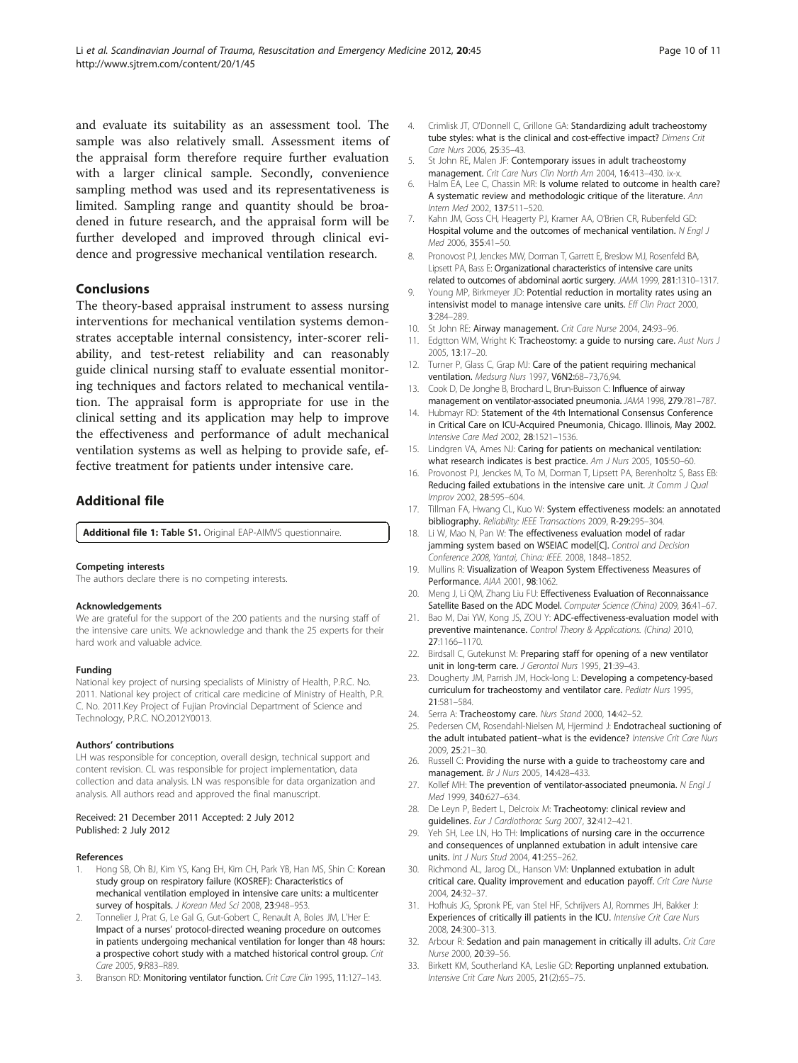and evaluate its suitability as an assessment tool. The sample was also relatively small. Assessment items of the appraisal form therefore require further evaluation with a larger clinical sample. Secondly, convenience sampling method was used and its representativeness is limited. Sampling range and quantity should be broadened in future research, and the appraisal form will be further developed and improved through clinical evidence and progressive mechanical ventilation research.

## Conclusions

The theory-based appraisal instrument to assess nursing interventions for mechanical ventilation systems demonstrates acceptable internal consistency, inter-scorer reliability, and test-retest reliability and can reasonably guide clinical nursing staff to evaluate essential monitoring techniques and factors related to mechanical ventilation. The appraisal form is appropriate for use in the clinical setting and its application may help to improve the effectiveness and performance of adult mechanical ventilation systems as well as helping to provide safe, effective treatment for patients under intensive care.

## Additional file

**Additional file 1: Table S1.** Original EAP-AIMVS questionnaire.

#### Competing interests

The authors declare there is no competing interests.

#### Acknowledgements

We are grateful for the support of the 200 patients and the nursing staff of the intensive care units. We acknowledge and thank the 25 experts for their hard work and valuable advice.

#### Funding

National key project of nursing specialists of Ministry of Health, P.R.C. No. 2011. National key project of critical care medicine of Ministry of Health, P.R. C. No. 2011.Key Project of Fujian Provincial Department of Science and Technology, P.R.C. NO.2012Y0013.

#### Authors' contributions

LH was responsible for conception, overall design, technical support and content revision. CL was responsible for project implementation, data collection and data analysis. LN was responsible for data organization and analysis. All authors read and approved the final manuscript.

Received: 21 December 2011 Accepted: 2 July 2012
Published: 2 July 2012

#### References

1. Hong SB, Oh BJ, Kim YS, Kang EH, Kim CH, Park YB, Han MS, Shin C: **Korean study group on respiratory failure (KOSREF): Characteristics of mechanical ventilation employed in intensive care units: a multicenter survey of hospitals.** *J Korean Med Sci* 2008, **23**:948–953.
2. Tonnelier J, Prat G, Le Gal G, Gut-Gobert C, Renault A, Boles JM, L'Her E: **Impact of a nurses' protocol-directed weaning procedure on outcomes in patients undergoing mechanical ventilation for longer than 48 hours: a prospective cohort study with a matched historical control group.** *Crit Care* 2005, **9**:R83–R89.
3. Branson RD: **Monitoring ventilator function.** *Crit Care Clin* 1995, **11**:127–143.
4. Crimlisk JT, O'Donnell C, Grillone GA: **Standardizing adult tracheostomy tube styles: what is the clinical and cost-effective impact?** *Dimens Crit Care Nurs* 2006, **25**:35–43.
5. St John RE, Malen JF: **Contemporary issues in adult tracheostomy management.** *Crit Care Nurs Clin North Am* 2004, **16**:413–430. ix-x.
6. Halm EA, Lee C, Chassin MR: **Is volume related to outcome in health care? A systematic review and methodologic critique of the literature.** *Ann Intern Med* 2002, **137**:511–520.
7. Kahn JM, Goss CH, Heagerty PJ, Kramer AA, O'Brien CR, Rubenfeld GD: **Hospital volume and the outcomes of mechanical ventilation.** *N Engl J Med* 2006, **355**:41–50.
8. Pronovost PJ, Jenckes MW, Dorman T, Garrett E, Breslow MJ, Rosenfeld BA, Lipsett PA, Bass E: **Organizational characteristics of intensive care units related to outcomes of abdominal aortic surgery.** *JAMA* 1999, **281**:1310–1317.
9. Young MP, Birkmeyer JD: **Potential reduction in mortality rates using an intensivist model to manage intensive care units.** *Eff Clin Pract* 2000, **3**:284–289.
10. St John RE: **Airway management.** *Crit Care Nurse* 2004, **24**:93–96.
11. Edgtton WM, Wright K: **Tracheostomy: a guide to nursing care.** *Aust Nurs J* 2005, **13**:17–20.
12. Turner P, Glass C, Grap MJ: **Care of the patient requiring mechanical ventilation.** *Medsurg Nurs* 1997, **V6N2**:68–73,76,94.
13. Cook D, De Jonghe B, Brochard L, Brun-Buisson C: **Influence of airway management on ventilator-associated pneumonia.** *JAMA* 1998, **279**:781–787.
14. Hubmayr RD: **Statement of the 4th International Consensus Conference in Critical Care on ICU-Acquired Pneumonia, Chicago. Illinois, May 2002.** *Intensive Care Med* 2002, **28**:1521–1536.
15. Lindgren VA, Ames NJ: **Caring for patients on mechanical ventilation: what research indicates is best practice.** *Am J Nurs* 2005, **105**:50–60.
16. Provonost PJ, Jenckes M, To M, Dorman T, Lipsett PA, Berenholtz S, Bass EB: **Reducing failed extubations in the intensive care unit.** *Jt Comm J Qual Improv* 2002, **28**:595–604.
17. Tillman FA, Hwang CL, Kuo W: **System effectiveness models: an annotated bibliography.** *Reliability: IEEE Transactions* 2009, **R-29**:295–304.
18. Li W, Mao N, Pan W: **The effectiveness evaluation model of radar jamming system based on WSEIAC model[C].** *Control and Decision Conference 2008, Yantai, China: IEEE.* 2008, 1848–1852.
19. Mullins R: **Visualization of Weapon System Effectiveness Measures of Performance.** *AIAA* 2001, **98**:1062.
20. Meng J, Li QM, Zhang Liu FU: **Effectiveness Evaluation of Reconnaissance Satellite Based on the ADC Model.** *Computer Science (China)* 2009, **36**:41–67.
21. Bao M, Dai YW, Kong JS, ZOU Y: **ADC-effectiveness-evaluation model with preventive maintenance.** *Control Theory & Applications. (China)* 2010, **27**:1166–1170.
22. Birdsall C, Gutekunst M: **Preparing staff for opening of a new ventilator unit in long-term care.** *J Gerontol Nurs* 1995, **21**:39–43.
23. Dougherty JM, Parrish JM, Hock-long L: **Developing a competency-based curriculum for tracheostomy and ventilator care.** *Pediatr Nurs* 1995, **21**:581–584.
24. Serra A: **Tracheostomy care.** *Nurs Stand* 2000, **14**:42–52.
25. Pedersen CM, Rosendahl-Nielsen M, Hjermind J: **Endotracheal suctioning of the adult intubated patient–what is the evidence?** *Intensive Crit Care Nurs* 2009, **25**:21–30.
26. Russell C: **Providing the nurse with a guide to tracheostomy care and management.** *Br J Nurs* 2005, **14**:428–433.
27. Kollef MH: **The prevention of ventilator-associated pneumonia.** *N Engl J Med* 1999, **340**:627–634.
28. De Leyn P, Bedert L, Delcroix M: **Tracheotomy: clinical review and guidelines.** *Eur J Cardiothorac Surg* 2007, **32**:412–421.
29. Yeh SH, Lee LN, Ho TH: **Implications of nursing care in the occurrence and consequences of unplanned extubation in adult intensive care units.** *Int J Nurs Stud* 2004, **41**:255–262.
30. Richmond AL, Jarog DL, Hanson VM: **Unplanned extubation in adult critical care. Quality improvement and education payoff.** *Crit Care Nurse* 2004, **24**:32–37.
31. Hofhuis JG, Spronk PE, van Stel HF, Schrijvers AJ, Rommes JH, Bakker J: **Experiences of critically ill patients in the ICU.** *Intensive Crit Care Nurs* 2008, **24**:300–313.
32. Arbour R: **Sedation and pain management in critically ill adults.** *Crit Care Nurse* 2000, **20**:39–56.
33. Birkett KM, Southerland KA, Leslie GD: **Reporting unplanned extubation.** *Intensive Crit Care Nurs* 2005, **21**(2):65–75.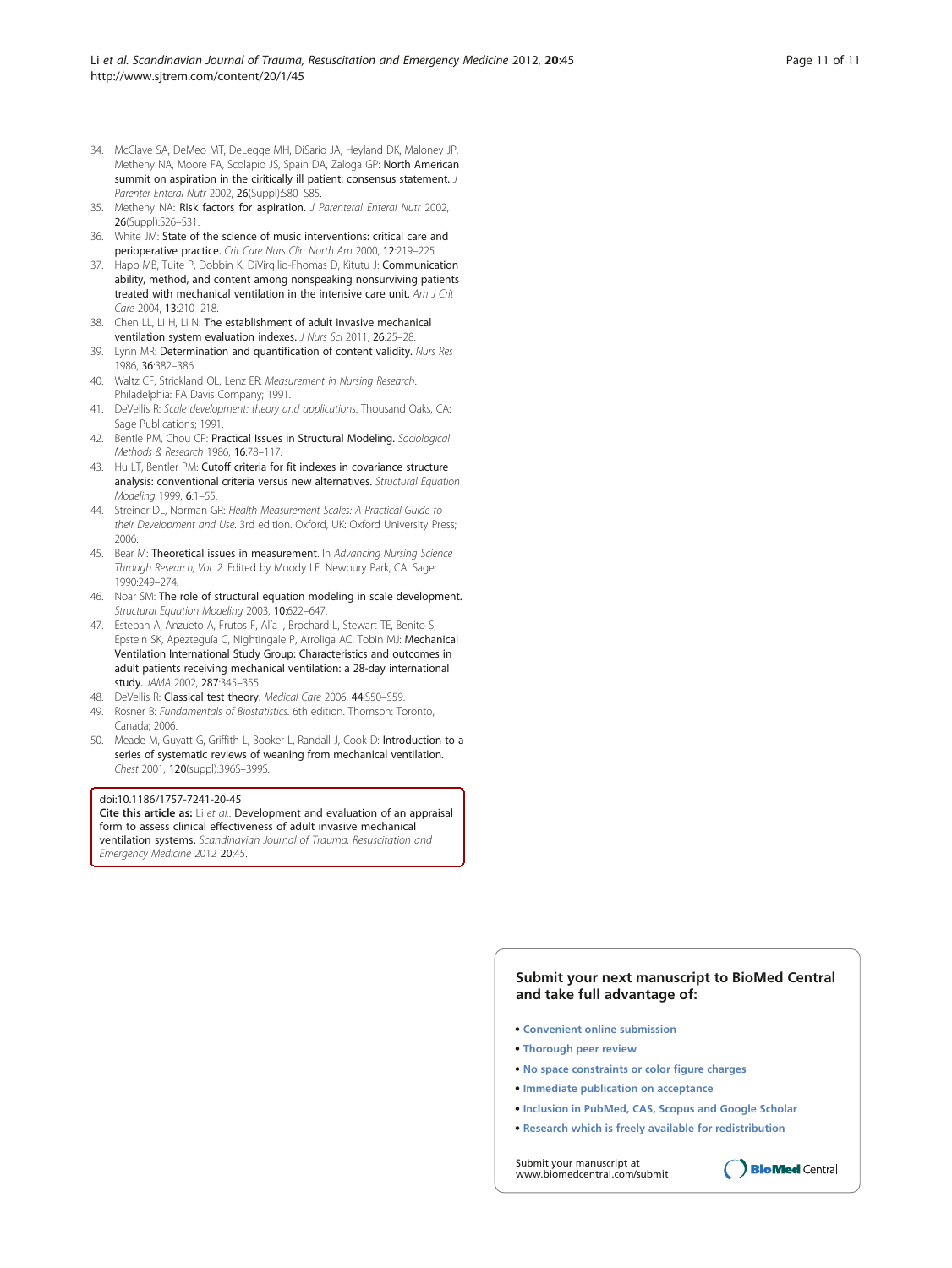34. McClave SA, DeMeo MT, DeLegge MH, DiSario JA, Heyland DK, Maloney JP, Metheny NA, Moore FA, Scolapio JS, Spain DA, Zaloga GP: **North American summit on aspiration in the critically ill patient: consensus statement.** *J Parenter Enteral Nutr* 2002, **26**(Suppl):S80–S85.
35. Metheny NA: **Risk factors for aspiration.** *J Parenteral Enteral Nutr* 2002, **26**(Suppl):S26–S31.
36. White JM: **State of the science of music interventions: critical care and perioperative practice.** *Crit Care Nurs Clin North Am* 2000, **12**:219–225.
37. Happ MB, Tuite P, Dobbin K, DiVirgilio-Fhomas D, Kitutu J: **Communication ability, method, and content among nonspeaking nonsurviving patients treated with mechanical ventilation in the intensive care unit.** *Am J Crit Care* 2004, **13**:210–218.
38. Chen LL, Li H, Li N: **The establishment of adult invasive mechanical ventilation system evaluation indexes.** *J Nurs Sci* 2011, **26**:25–28.
39. Lynn MR: **Determination and quantification of content validity.** *Nurs Res* 1986, **36**:382–386.
40. Waltz CF, Strickland OL, Lenz ER: *Measurement in Nursing Research*. Philadelphia: FA Davis Company; 1991.
41. DeVellis R: *Scale development: theory and applications*. Thousand Oaks, CA: Sage Publications; 1991.
42. Bentle PM, Chou CP: **Practical Issues in Structural Modeling.** *Sociological Methods & Research* 1986, **16**:78–117.
43. Hu LT, Bentler PM: **Cutoff criteria for fit indexes in covariance structure analysis: conventional criteria versus new alternatives.** *Structural Equation Modeling* 1999, **6**:1–55.
44. Streiner DL, Norman GR: *Health Measurement Scales: A Practical Guide to their Development and Use*. 3rd edition. Oxford, UK: Oxford University Press; 2006.
45. Bear M: **Theoretical issues in measurement**. In *Advancing Nursing Science Through Research, Vol. 2*. Edited by Moody LE. Newbury Park, CA: Sage; 1990:249–274.
46. Noar SM: **The role of structural equation modeling in scale development.** *Structural Equation Modeling* 2003, **10**:622–647.
47. Esteban A, Anzueto A, Frutos F, Alía I, Brochard L, Stewart TE, Benito S, Epstein SK, Apezteguía C, Nightingale P, Arroliga AC, Tobin MJ: **Mechanical Ventilation International Study Group: Characteristics and outcomes in adult patients receiving mechanical ventilation: a 28-day international study.** *JAMA* 2002, **287**:345–355.
48. DeVellis R: **Classical test theory.** *Medical Care* 2006, **44**:S50–S59.
49. Rosner B: *Fundamentals of Biostatistics*. 6th edition. Thomson: Toronto, Canada; 2006.
50. Meade M, Guyatt G, Griffith L, Booker L, Randall J, Cook D: **Introduction to a series of systematic reviews of weaning from mechanical ventilation.** *Chest* 2001, **120**(suppl):396S–399S.

doi:10.1186/1757-7241-20-45

**Cite this article as:** Li *et al.*: Development and evaluation of an appraisal form to assess clinical effectiveness of adult invasive mechanical ventilation systems. *Scandinavian Journal of Trauma, Resuscitation and Emergency Medicine* 2012 **20**:45.

**Submit your next manuscript to BioMed Central and take full advantage of:**

- **Convenient online submission**
- **Thorough peer review**
- **No space constraints or color figure charges**
- **Immediate publication on acceptance**
- **Inclusion in PubMed, CAS, Scopus and Google Scholar**
- **Research which is freely available for redistribution**

Submit your manuscript at
www.biomedcentral.com/submit

BioMed Central